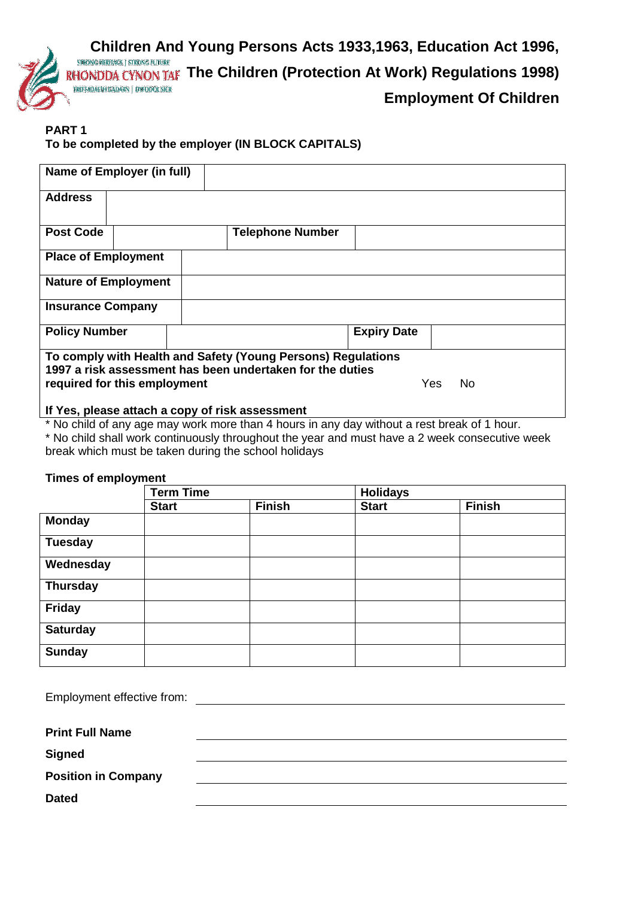# Children And Young Persons Acts 1933,1963, Education Act 1996, The Children (Protection At Work) Regulations 1998)

## Employment Of Children

**PART 1**
**To be completed by the employer (IN BLOCK CAPITALS)**

| **Name of Employer (in full)** | | | |
|---|---|---|---|
| **Address** | | | |
| **Post Code** | | **Telephone Number** | |
| **Place of Employment** | | | |
| **Nature of Employment** | | | |
| **Insurance Company** | | | |
| **Policy Number** | | **Expiry Date** | |
| **To comply with Health and Safety (Young Persons) Regulations 1997 a risk assessment has been undertaken for the duties required for this employment** | | Yes | No |
| **If Yes, please attach a copy of risk assessment** | | | |

* No child of any age may work more than 4 hours in any day without a rest break of 1 hour.
* No child shall work continuously throughout the year and must have a 2 week consecutive week break which must be taken during the school holidays

**Times of employment**

| | **Term Time** | | **Holidays** | |
|---|---|---|---|---|
| | **Start** | **Finish** | **Start** | **Finish** |
| **Monday** | | | | |
| **Tuesday** | | | | |
| **Wednesday** | | | | |
| **Thursday** | | | | |
| **Friday** | | | | |
| **Saturday** | | | | |
| **Sunday** | | | | |

Employment effective from: ______________________________

**Print Full Name** ______________________________

**Signed** ______________________________

**Position in Company** ______________________________

**Dated** ______________________________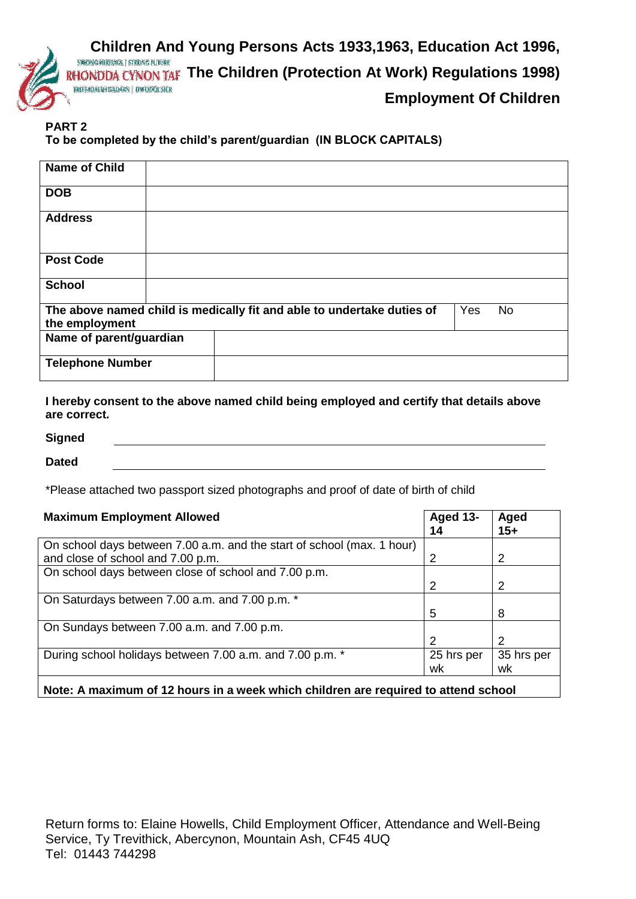# Children And Young Persons Acts 1933,1963, Education Act 1996, The Children (Protection At Work) Regulations 1998)

## Employment Of Children

STRONG HERITAGE | STRONG FUTURE
RHONDDA CYNON TAF
TREFTADAETH GADARN | DYFODOL SICR

**PART 2**
**To be completed by the child's parent/guardian (IN BLOCK CAPITALS)**

| | |
|---|---|
| **Name of Child** | |
| **DOB** | |
| **Address** | |
| **Post Code** | |
| **School** | |
| **The above named child is medically fit and able to undertake duties of the employment** | Yes No |
| **Name of parent/guardian** | |
| **Telephone Number** | |

**I hereby consent to the above named child being employed and certify that details above are correct.**

**Signed** ______________________________

**Dated** ______________________________

*Please attached two passport sized photographs and proof of date of birth of child

| **Maximum Employment Allowed** | **Aged 13-14** | **Aged 15+** |
|---|---|---|
| On school days between 7.00 a.m. and the start of school (max. 1 hour) and close of school and 7.00 p.m. | 2 | 2 |
| On school days between close of school and 7.00 p.m. | 2 | 2 |
| On Saturdays between 7.00 a.m. and 7.00 p.m. * | 5 | 8 |
| On Sundays between 7.00 a.m. and 7.00 p.m. | 2 | 2 |
| During school holidays between 7.00 a.m. and 7.00 p.m. * | 25 hrs per wk | 35 hrs per wk |
| **Note: A maximum of 12 hours in a week which children are required to attend school** | | |

Return forms to: Elaine Howells, Child Employment Officer, Attendance and Well-Being Service, Ty Trevithick, Abercynon, Mountain Ash, CF45 4UQ
Tel: 01443 744298